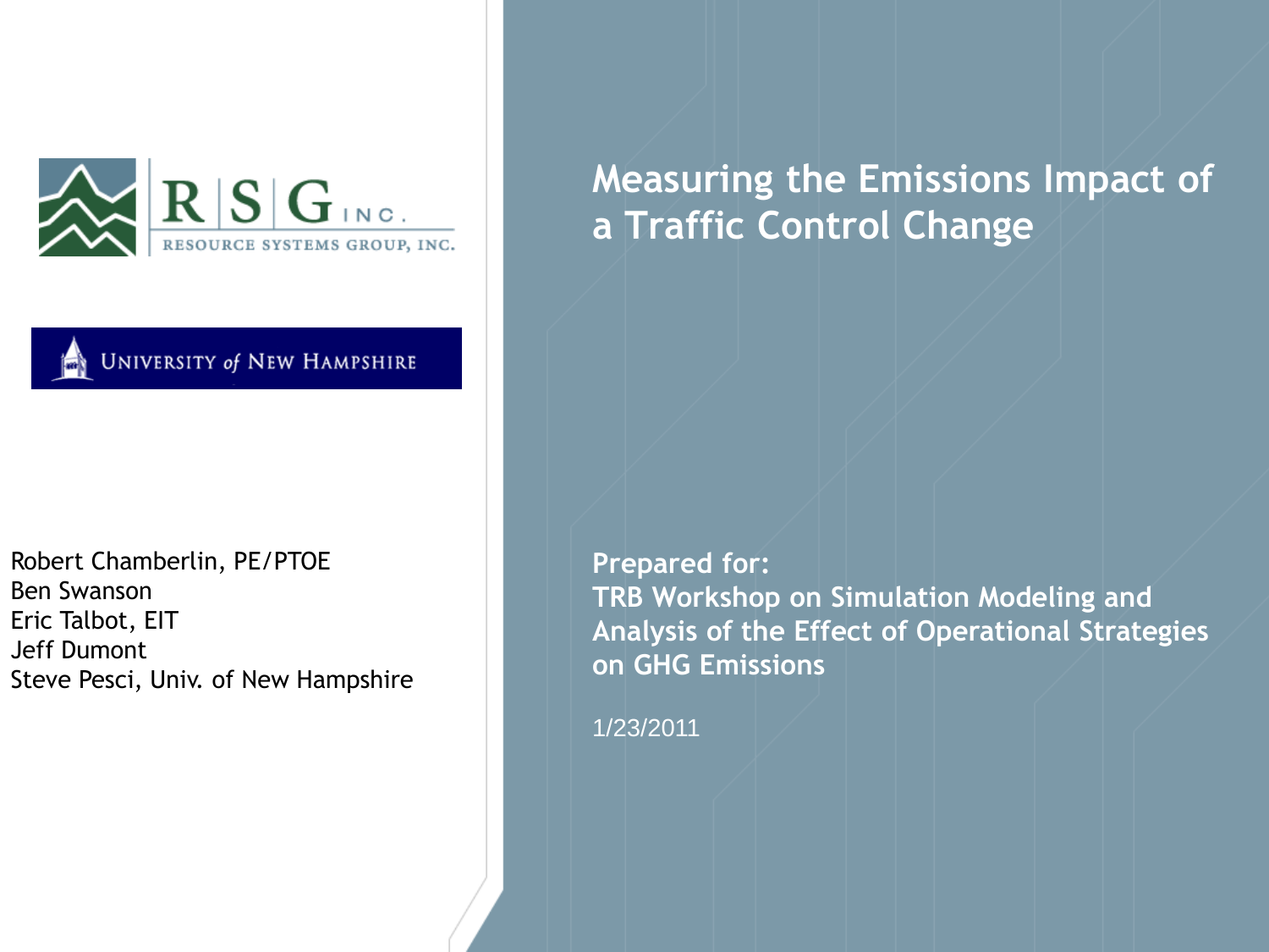RSG Inc.
RESOURCE SYSTEMS GROUP, INC.

UNIVERSITY of NEW HAMPSHIRE

# Measuring the Emissions Impact of a Traffic Control Change

Robert Chamberlin, PE/PTOE
Ben Swanson
Eric Talbot, EIT
Jeff Dumont
Steve Pesci, Univ. of New Hampshire

**Prepared for:**
**TRB Workshop on Simulation Modeling and Analysis of the Effect of Operational Strategies on GHG Emissions**

1/23/2011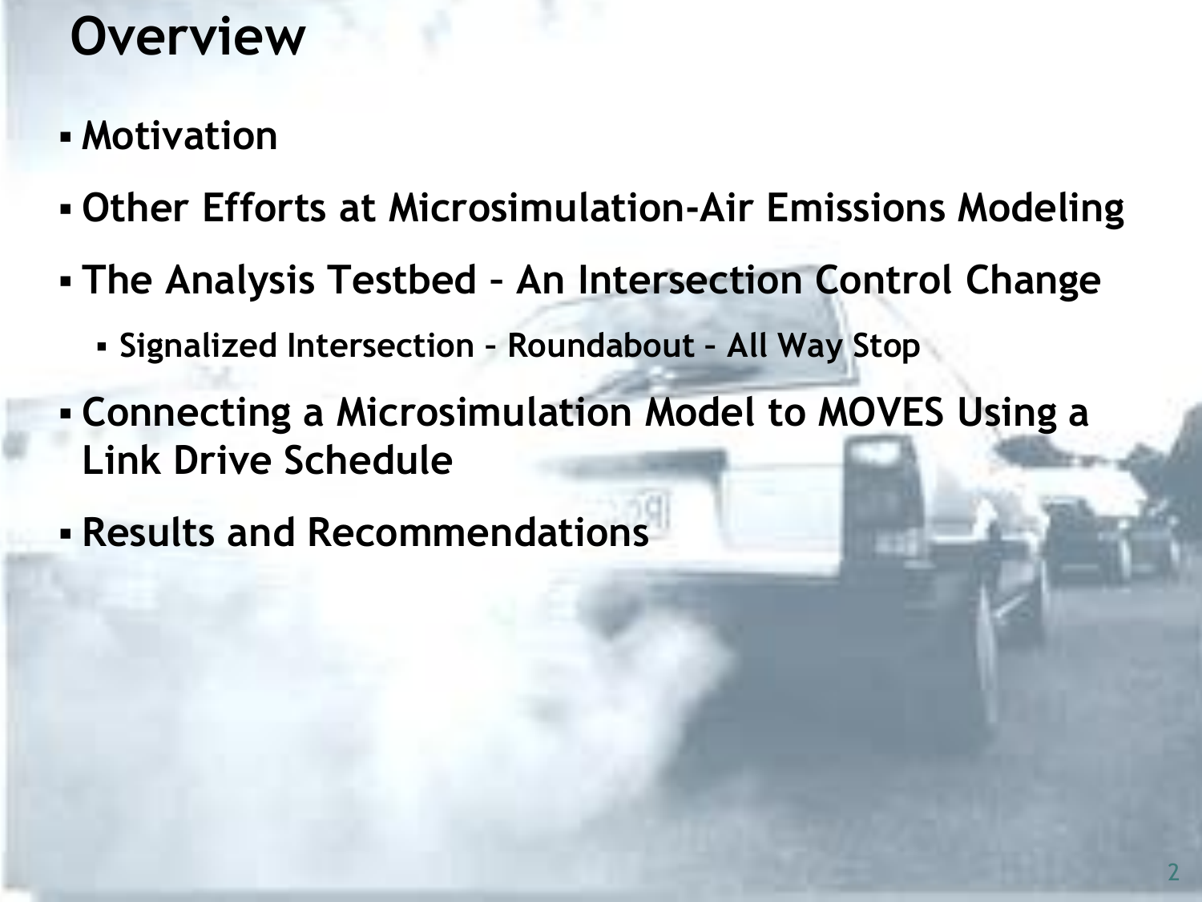# Overview

- Motivation
- Other Efforts at Microsimulation-Air Emissions Modeling
- The Analysis Testbed – An Intersection Control Change
  - Signalized Intersection – Roundabout – All Way Stop
- Connecting a Microsimulation Model to MOVES Using a Link Drive Schedule
- Results and Recommendations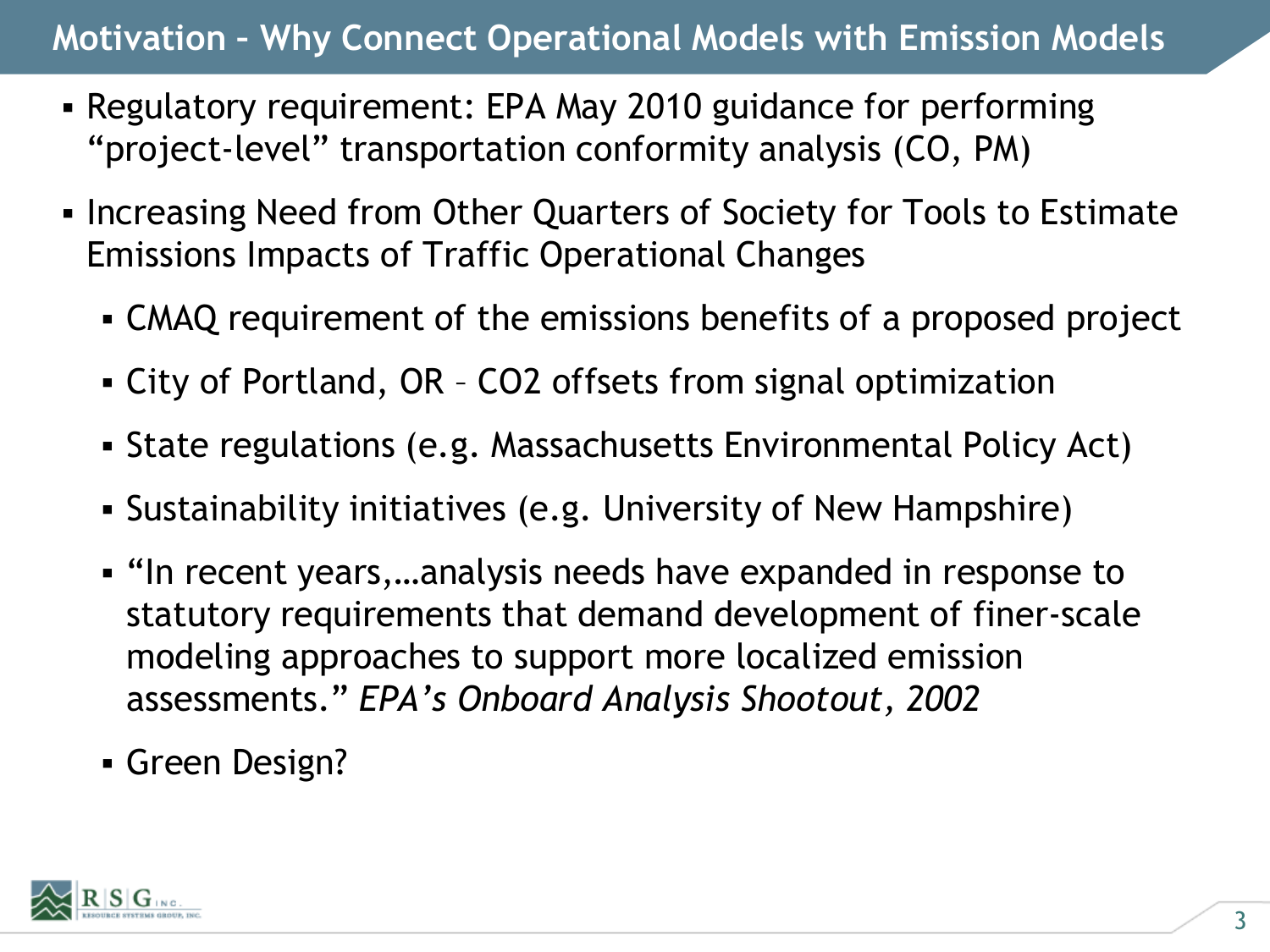# Motivation – Why Connect Operational Models with Emission Models

- Regulatory requirement: EPA May 2010 guidance for performing "project-level" transportation conformity analysis (CO, PM)
- Increasing Need from Other Quarters of Society for Tools to Estimate Emissions Impacts of Traffic Operational Changes
  - CMAQ requirement of the emissions benefits of a proposed project
  - City of Portland, OR – $CO_2$ offsets from signal optimization
  - State regulations (e.g. Massachusetts Environmental Policy Act)
  - Sustainability initiatives (e.g. University of New Hampshire)
  - "In recent years,…analysis needs have expanded in response to statutory requirements that demand development of finer-scale modeling approaches to support more localized emission assessments." *EPA's Onboard Analysis Shootout, 2002*
  - Green Design?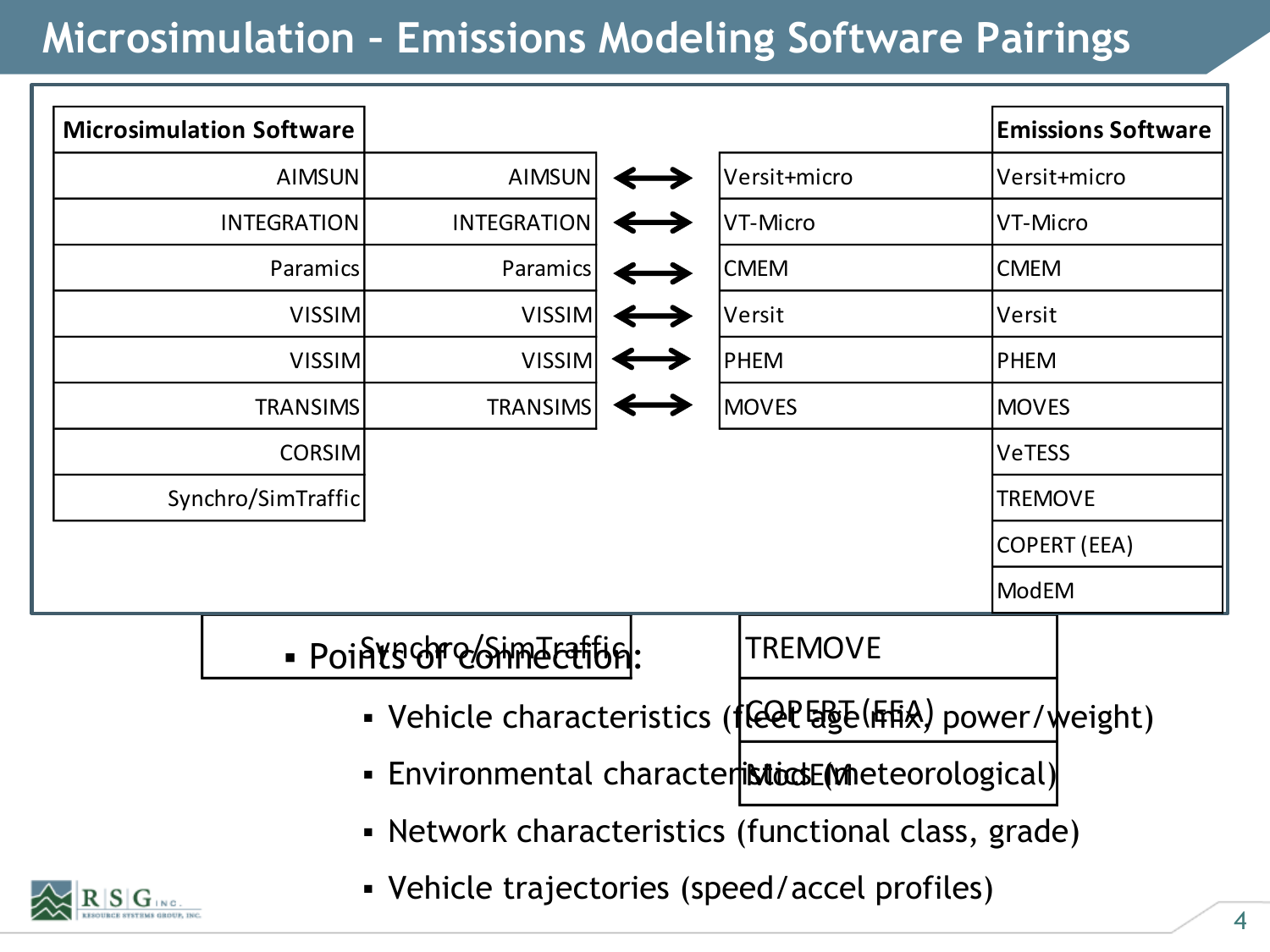# Microsimulation – Emissions Modeling Software Pairings

| Microsimulation Software | | | | Emissions Software |
|---|---|---|---|---|
| AIMSUN | AIMSUN | ⟷ | Versit+micro | Versit+micro |
| INTEGRATION | INTEGRATION | ⟷ | VT-Micro | VT-Micro |
| Paramics | Paramics | ⟷ | CMEM | CMEM |
| VISSIM | VISSIM | ⟷ | Versit | Versit |
| VISSIM | VISSIM | ⟷ | PHEM | PHEM |
| TRANSIMS | TRANSIMS | ⟷ | MOVES | MOVES |
| CORSIM | | | | VeTESS |
| Synchro/SimTraffic | | | | TREMOVE |
| | | | | COPERT (EEA) |
| | | | | ModEM |

- Points of connection:
  - Vehicle characteristics (fleet age mix, power/weight)
  - Environmental characteristics (meteorological)
  - Network characteristics (functional class, grade)
  - Vehicle trajectories (speed/accel profiles)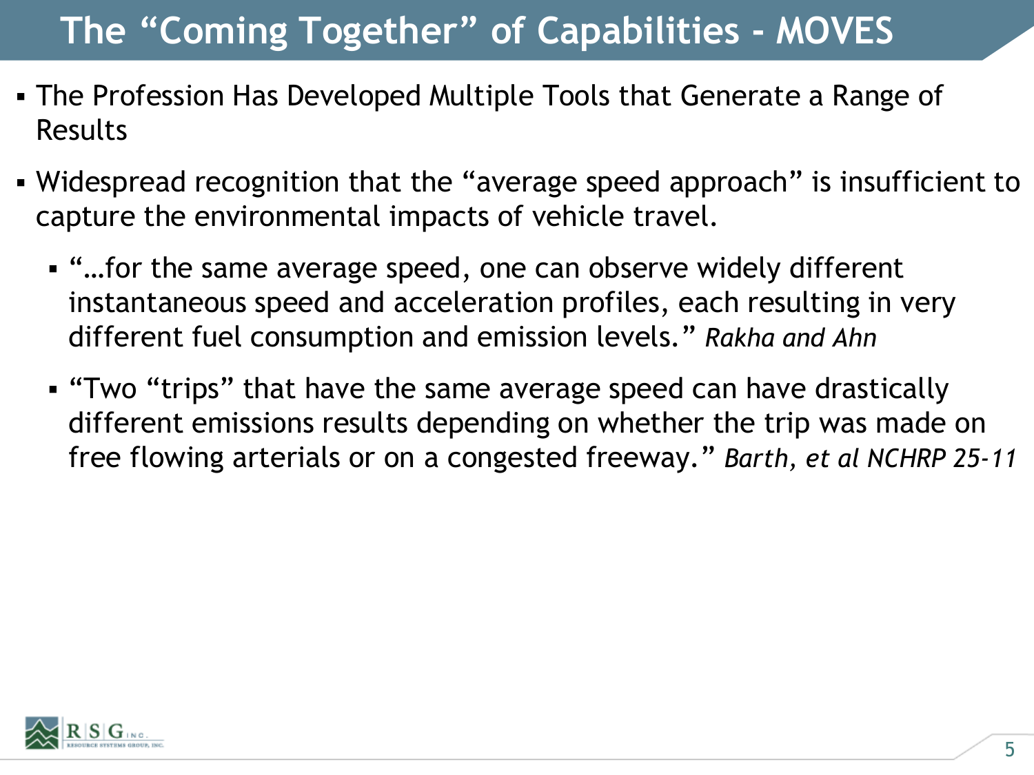# The "Coming Together" of Capabilities - MOVES

- The Profession Has Developed Multiple Tools that Generate a Range of Results
- Widespread recognition that the "average speed approach" is insufficient to capture the environmental impacts of vehicle travel.
  - "…for the same average speed, one can observe widely different instantaneous speed and acceleration profiles, each resulting in very different fuel consumption and emission levels." *Rakha and Ahn*
  - "Two "trips" that have the same average speed can have drastically different emissions results depending on whether the trip was made on free flowing arterials or on a congested freeway." *Barth, et al NCHRP 25-11*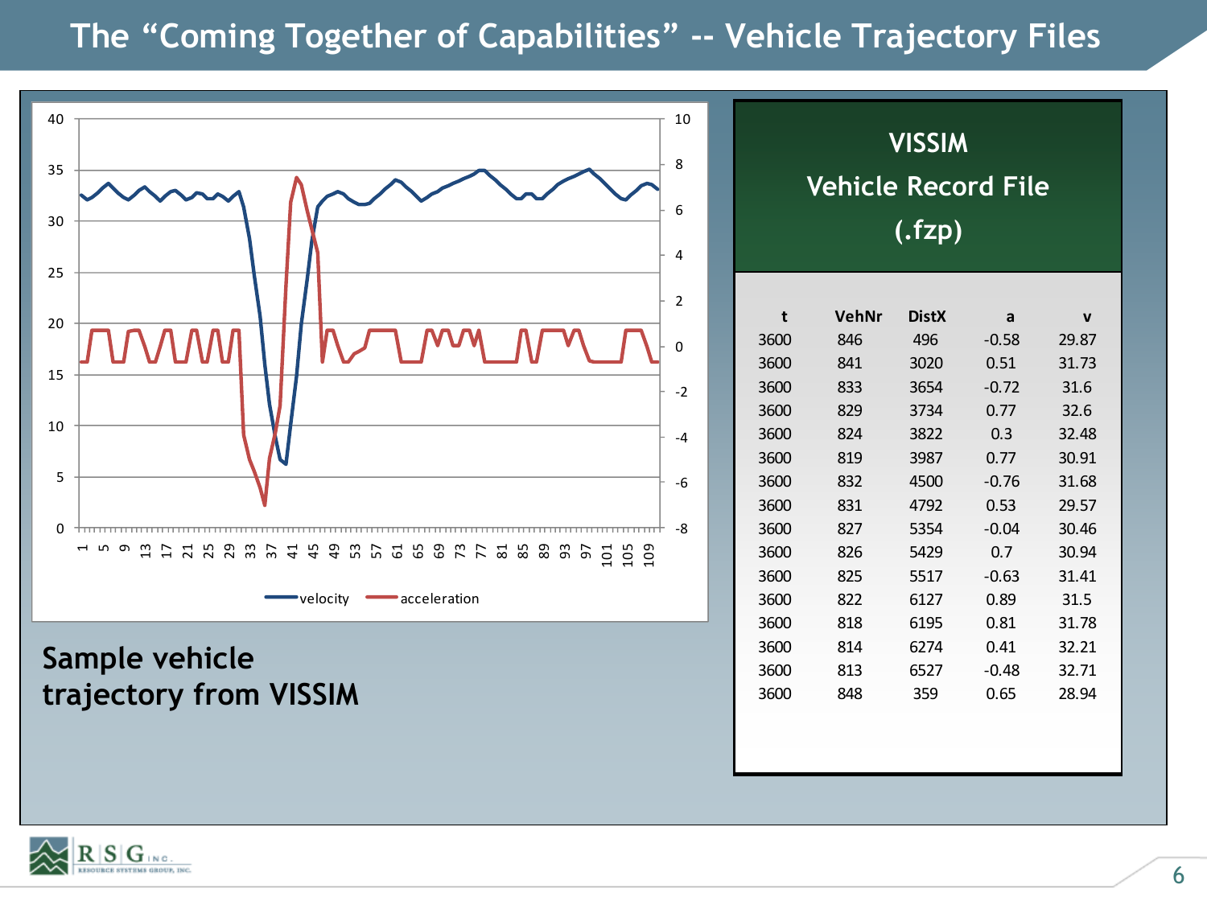# The "Coming Together of Capabilities" -- Vehicle Trajectory Files

Sample vehicle trajectory from VISSIM

## VISSIM Vehicle Record File (.fzp)

| t | VehNr | DistX | a | v |
|---|---|---|---|---|
| 3600 | 846 | 496 | -0.58 | 29.87 |
| 3600 | 841 | 3020 | 0.51 | 31.73 |
| 3600 | 833 | 3654 | -0.72 | 31.6 |
| 3600 | 829 | 3734 | 0.77 | 32.6 |
| 3600 | 824 | 3822 | 0.3 | 32.48 |
| 3600 | 819 | 3987 | 0.77 | 30.91 |
| 3600 | 832 | 4500 | -0.76 | 31.68 |
| 3600 | 831 | 4792 | 0.53 | 29.57 |
| 3600 | 827 | 5354 | -0.04 | 30.46 |
| 3600 | 826 | 5429 | 0.7 | 30.94 |
| 3600 | 825 | 5517 | -0.63 | 31.41 |
| 3600 | 822 | 6127 | 0.89 | 31.5 |
| 3600 | 818 | 6195 | 0.81 | 31.78 |
| 3600 | 814 | 6274 | 0.41 | 32.21 |
| 3600 | 813 | 6527 | -0.48 | 32.71 |
| 3600 | 848 | 359 | 0.65 | 28.94 |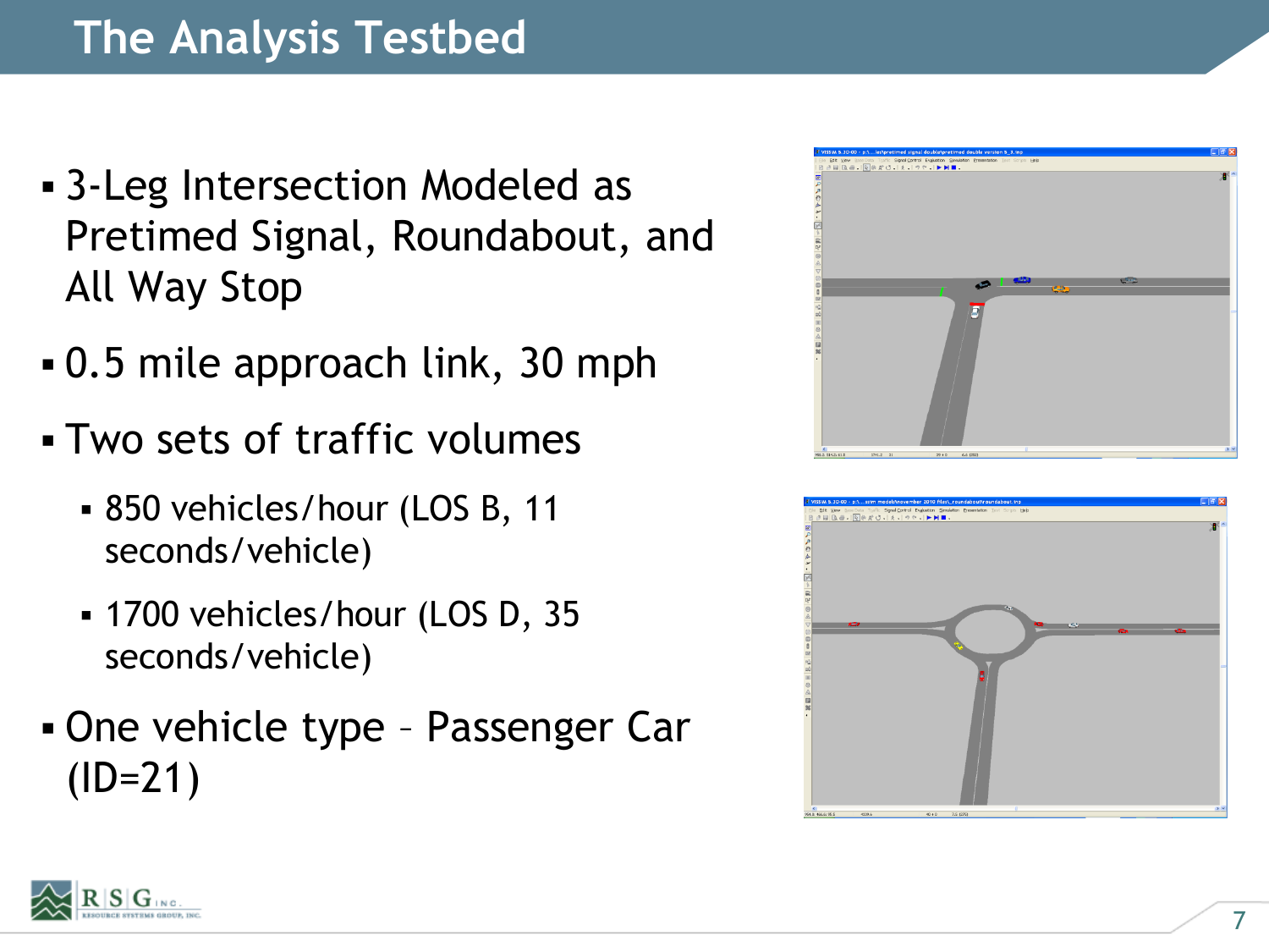# The Analysis Testbed

- 3-Leg Intersection Modeled as Pretimed Signal, Roundabout, and All Way Stop
- 0.5 mile approach link, 30 mph
- Two sets of traffic volumes
  - 850 vehicles/hour (LOS B, 11 seconds/vehicle)
  - 1700 vehicles/hour (LOS D, 35 seconds/vehicle)
- One vehicle type – Passenger Car (ID=21)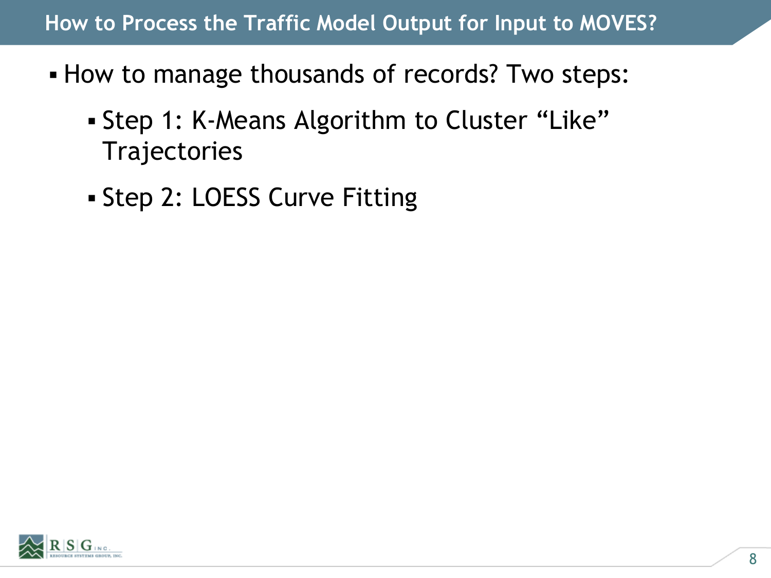# How to Process the Traffic Model Output for Input to MOVES?

- How to manage thousands of records? Two steps:
  - Step 1: K-Means Algorithm to Cluster “Like” Trajectories
  - Step 2: LOESS Curve Fitting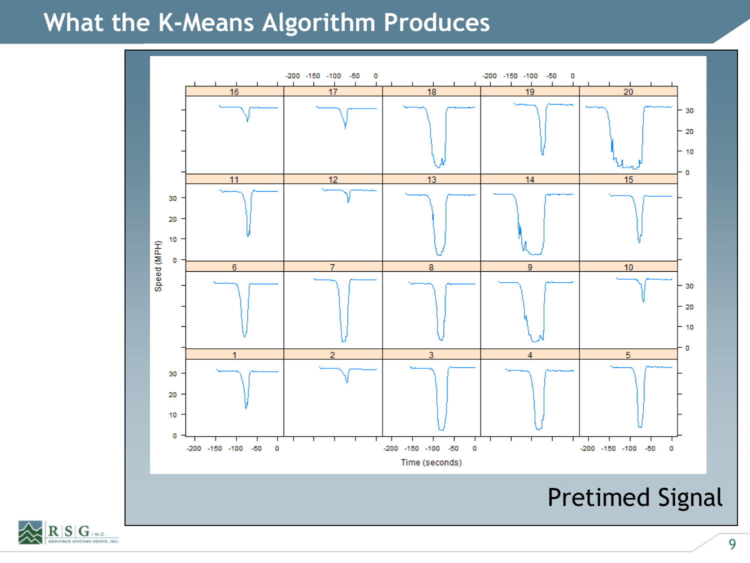# What the K-Means Algorithm Produces

Pretimed Signal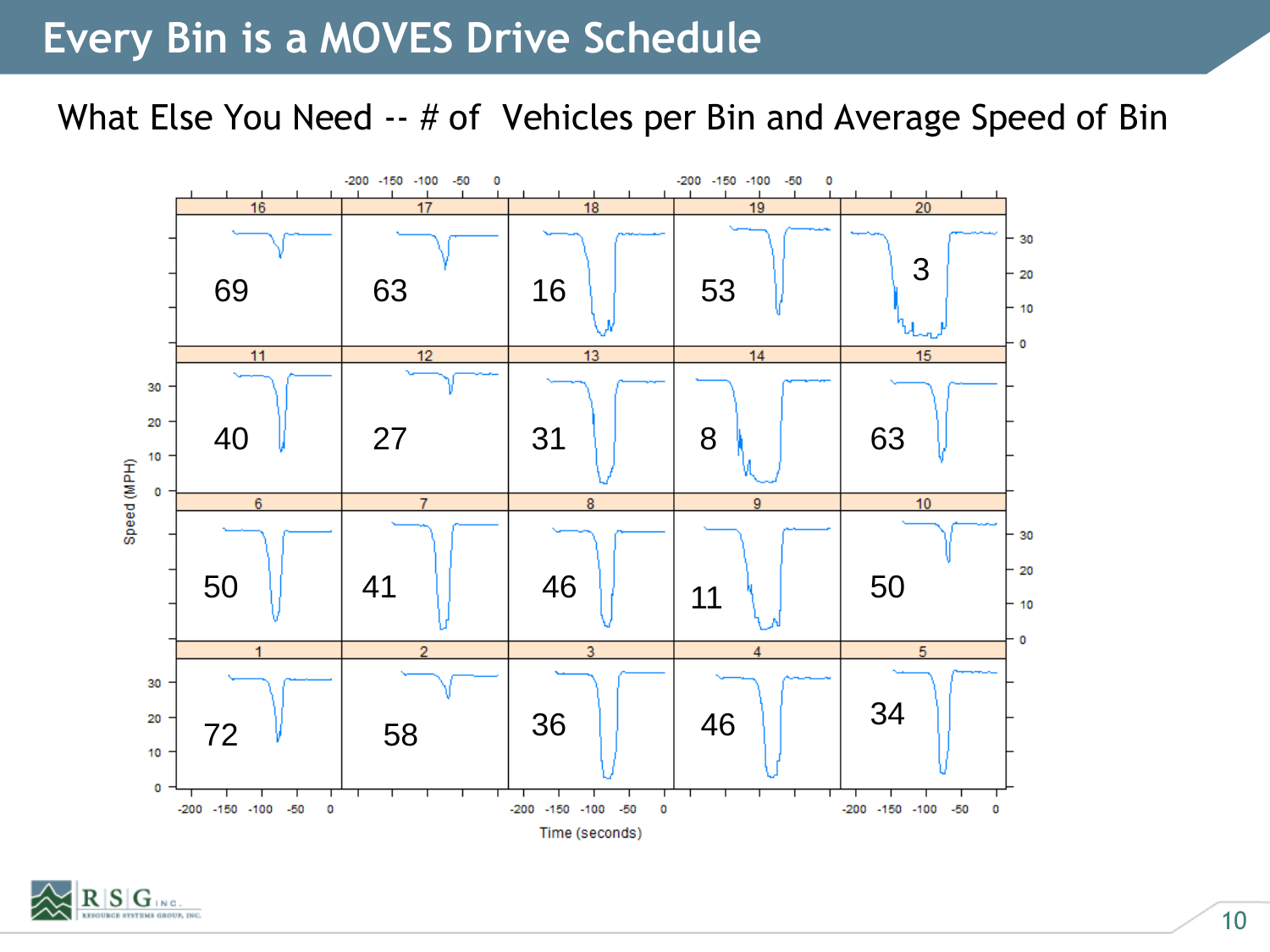# Every Bin is a MOVES Drive Schedule

What Else You Need -- # of Vehicles per Bin and Average Speed of Bin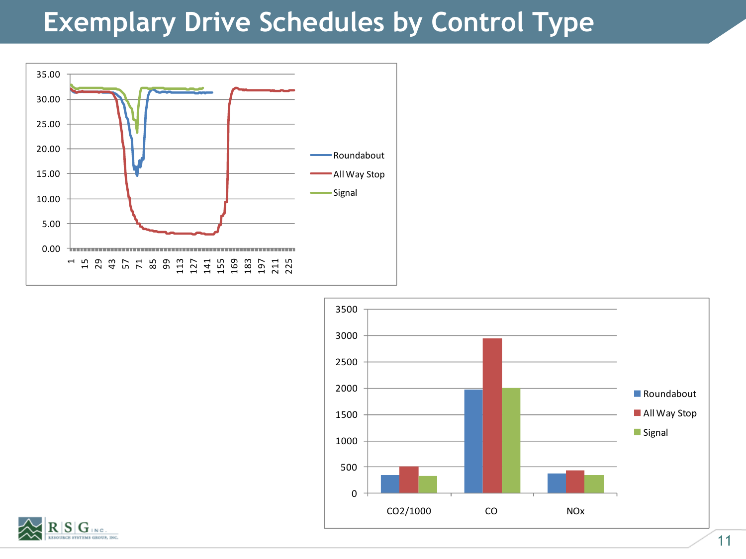# Exemplary Drive Schedules by Control Type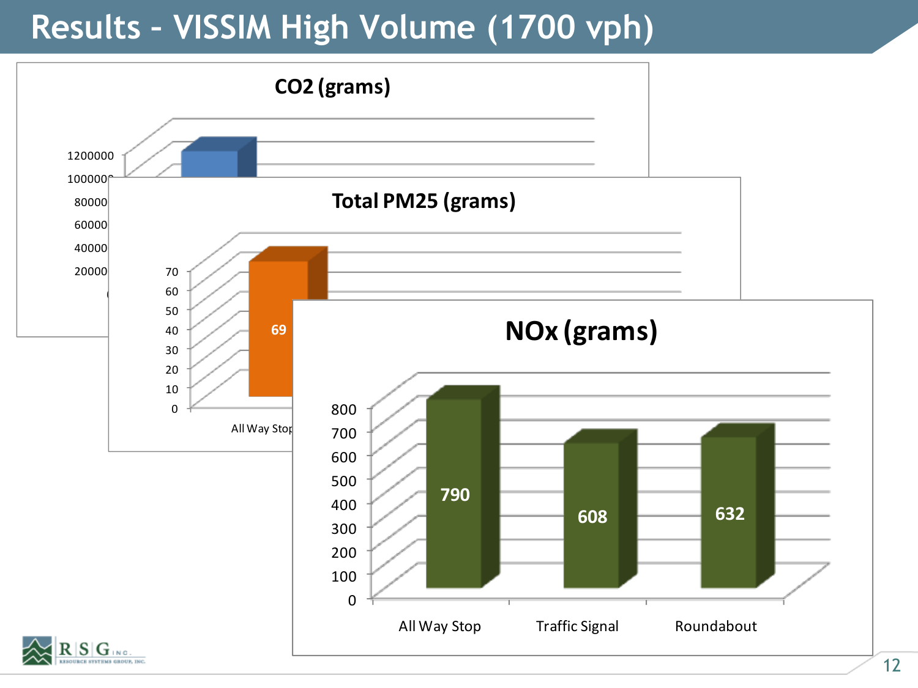# Results – VISSIM High Volume (1700 vph)

**CO2 (grams)**

**Total PM25 (grams)**

| | All Way Stop |
|---|---|
| Total PM25 (grams) | 69 |

**NOx (grams)**

| | All Way Stop | Traffic Signal | Roundabout |
|---|---|---|---|
| NOx (grams) | 790 | 608 | 632 |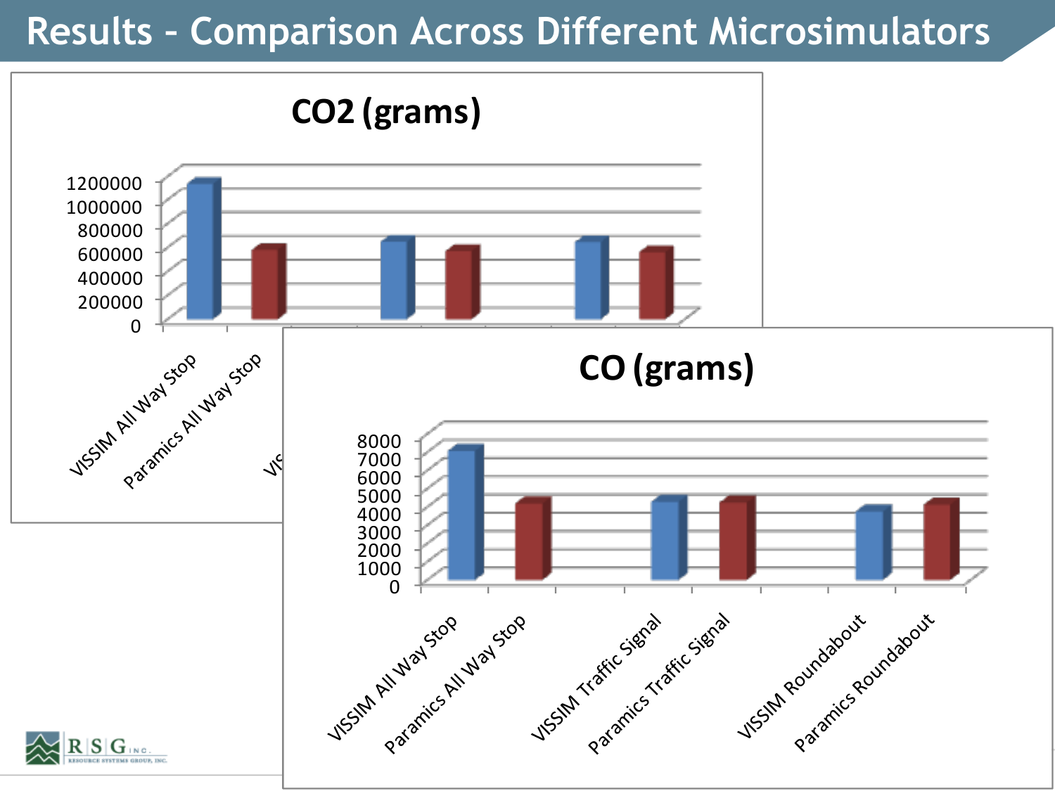# Results – Comparison Across Different Microsimulators

**CO2 (grams)**

**CO (grams)**

| | CO2 (grams) axis | CO (grams) axis |
|---|---|---|
| VISSIM All Way Stop | | |
| Paramics All Way Stop | | |
| VISSIM Traffic Signal | | |
| Paramics Traffic Signal | | |
| VISSIM Roundabout | | |
| Paramics Roundabout | | |

CO2 axis: 0, 200000, 400000, 600000, 800000, 1000000, 1200000

CO axis: 0, 1000, 2000, 3000, 4000, 5000, 6000, 7000, 8000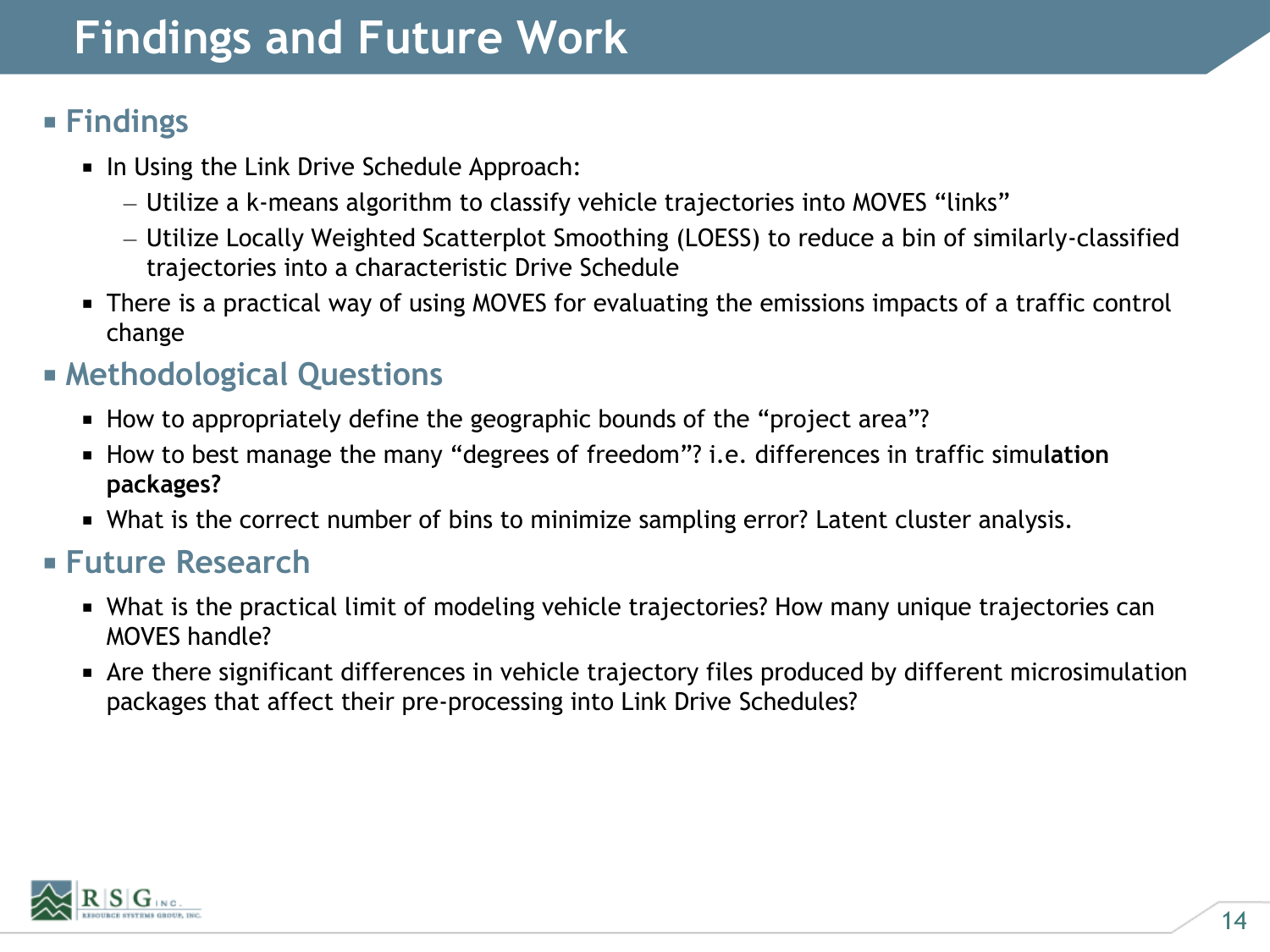# Findings and Future Work

- **Findings**
  - In Using the Link Drive Schedule Approach:
    - Utilize a k-means algorithm to classify vehicle trajectories into MOVES "links"
    - Utilize Locally Weighted Scatterplot Smoothing (LOESS) to reduce a bin of similarly-classified trajectories into a characteristic Drive Schedule
  - There is a practical way of using MOVES for evaluating the emissions impacts of a traffic control change
- **Methodological Questions**
  - How to appropriately define the geographic bounds of the "project area"?
  - How to best manage the many "degrees of freedom"? i.e. differences in traffic simu**lation packages?**
  - What is the correct number of bins to minimize sampling error? Latent cluster analysis.
- **Future Research**
  - What is the practical limit of modeling vehicle trajectories? How many unique trajectories can MOVES handle?
  - Are there significant differences in vehicle trajectory files produced by different microsimulation packages that affect their pre-processing into Link Drive Schedules?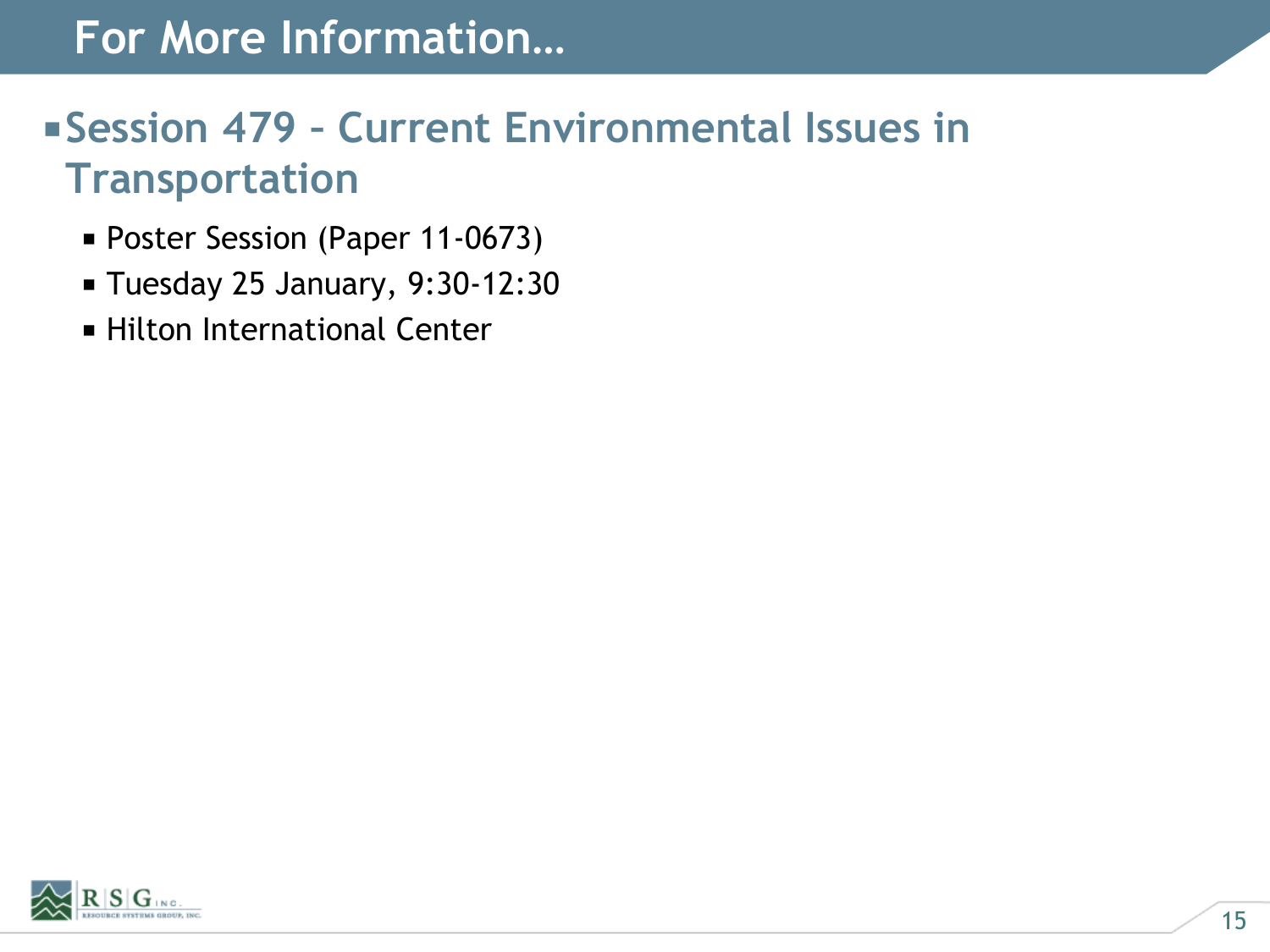# For More Information…

- Session 479 – Current Environmental Issues in Transportation
  - Poster Session (Paper 11-0673)
  - Tuesday 25 January, 9:30-12:30
  - Hilton International Center